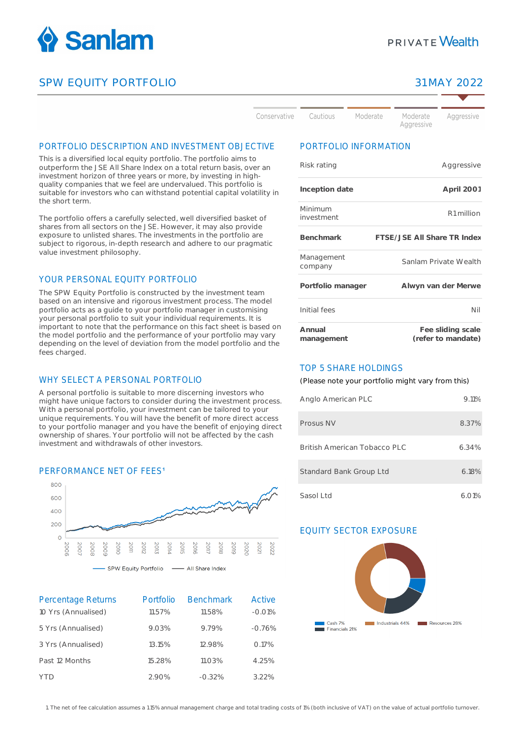# Sanlam

PRIVATE Wealth

## SPW EQUITY PORTFOLIO

31 MAY 2022

Conservative | Cautious | Moderate | Moderate Aggressive | **Aggressive**

## PORTFOLIO DESCRIPTION AND INVESTMENT OBJECTIVE

This is a diversified local equity portfolio. The portfolio aims to outperform the JSE All Share Index on a total return basis, over an investment horizon of three years or more, by investing in high-quality companies that we feel are undervalued. This portfolio is suitable for investors who can withstand potential capital volatility in the short term.

The portfolio offers a carefully selected, well diversified basket of shares from all sectors on the JSE. However, it may also provide exposure to unlisted shares. The investments in the portfolio are subject to rigorous, in-depth research and adhere to our pragmatic value investment philosophy.

## YOUR PERSONAL EQUITY PORTFOLIO

The SPW Equity Portfolio is constructed by the investment team based on an intensive and rigorous investment process. The model portfolio acts as a guide to your portfolio manager in customising your personal portfolio to suit your individual requirements. It is important to note that the performance on this fact sheet is based on the model portfolio and the performance of your portfolio may vary depending on the level of deviation from the model portfolio and the fees charged.

## WHY SELECT A PERSONAL PORTFOLIO

A personal portfolio is suitable to more discerning investors who might have unique factors to consider during the investment process. With a personal portfolio, your investment can be tailored to your unique requirements. You will have the benefit of more direct access to your portfolio manager and you have the benefit of enjoying direct ownership of shares. Your portfolio will not be affected by the cash investment and withdrawals of other investors.

## PERFORMANCE NET OF FEES[1]

(Chart: SPW Equity Portfolio vs All Share Index, 2006–2022; y-axis 0–800)

| Percentage Returns | Portfolio | Benchmark | Active |
|---|---|---|---|
| 10 Yrs (Annualised) | 11.57% | 11.58% | -0.01% |
| 5 Yrs (Annualised) | 9.03% | 9.79% | -0.76% |
| 3 Yrs (Annualised) | 13.15% | 12.98% | 0.17% |
| Past 12 Months | 15.28% | 11.03% | 4.25% |
| YTD | 2.90% | -0.32% | 3.22% |

## PORTFOLIO INFORMATION

| | |
|---|---|
| Risk rating | Aggressive |
| **Inception date** | **April 2001** |
| Minimum investment | R1 million |
| **Benchmark** | **FTSE/JSE All Share TR Index** |
| Management company | Sanlam Private Wealth |
| **Portfolio manager** | **Alwyn van der Merwe** |
| Initial fees | Nil |
| **Annual management** | **Fee sliding scale (refer to mandate)** |

## TOP 5 SHARE HOLDINGS

(Please note your portfolio might vary from this)

| | |
|---|---|
| Anglo American PLC | 9.11% |
| Prosus NV | 8.37% |
| British American Tobacco PLC | 6.34% |
| Standard Bank Group Ltd | 6.18% |
| Sasol Ltd | 6.01% |

## EQUITY SECTOR EXPOSURE

Cash 7% | Industrials 44% | Resources 28% | Financials 21%

1 The net of fee calculation assumes a 1.15% annual management charge and total trading costs of 1% (both inclusive of VAT) on the value of actual portfolio turnover.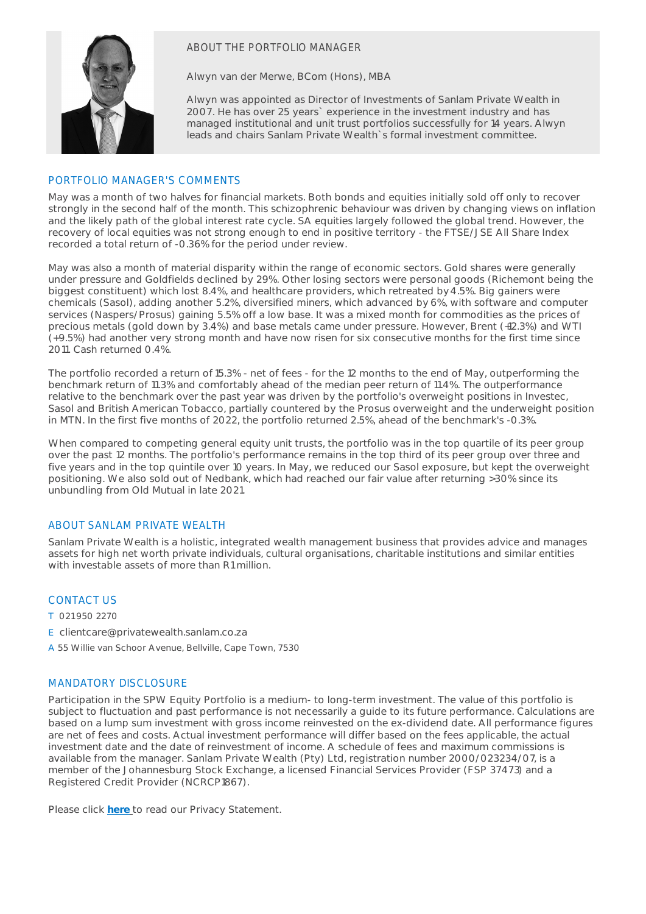## ABOUT THE PORTFOLIO MANAGER

Alwyn van der Merwe, BCom (Hons), MBA

Alwyn was appointed as Director of Investments of Sanlam Private Wealth in 2007. He has over 25 years` experience in the investment industry and has managed institutional and unit trust portfolios successfully for 14 years. Alwyn leads and chairs Sanlam Private Wealth`s formal investment committee.

## PORTFOLIO MANAGER'S COMMENTS

May was a month of two halves for financial markets. Both bonds and equities initially sold off only to recover strongly in the second half of the month. This schizophrenic behaviour was driven by changing views on inflation and the likely path of the global interest rate cycle. SA equities largely followed the global trend. However, the recovery of local equities was not strong enough to end in positive territory - the FTSE/JSE All Share Index recorded a total return of -0.36% for the period under review.

May was also a month of material disparity within the range of economic sectors. Gold shares were generally under pressure and Goldfields declined by 29%. Other losing sectors were personal goods (Richemont being the biggest constituent) which lost 8.4%, and healthcare providers, which retreated by 4.5%. Big gainers were chemicals (Sasol), adding another 5.2%, diversified miners, which advanced by 6%, with software and computer services (Naspers/Prosus) gaining 5.5% off a low base. It was a mixed month for commodities as the prices of precious metals (gold down by 3.4%) and base metals came under pressure. However, Brent (+12.3%) and WTI (+9.5%) had another very strong month and have now risen for six consecutive months for the first time since 2011. Cash returned 0.4%.

The portfolio recorded a return of 15.3% - net of fees - for the 12 months to the end of May, outperforming the benchmark return of 11.3% and comfortably ahead of the median peer return of 11.4%. The outperformance relative to the benchmark over the past year was driven by the portfolio's overweight positions in Investec, Sasol and British American Tobacco, partially countered by the Prosus overweight and the underweight position in MTN. In the first five months of 2022, the portfolio returned 2.5%, ahead of the benchmark's -0.3%.

When compared to competing general equity unit trusts, the portfolio was in the top quartile of its peer group over the past 12 months. The portfolio's performance remains in the top third of its peer group over three and five years and in the top quintile over 10 years. In May, we reduced our Sasol exposure, but kept the overweight positioning. We also sold out of Nedbank, which had reached our fair value after returning >30% since its unbundling from Old Mutual in late 2021.

## ABOUT SANLAM PRIVATE WEALTH

Sanlam Private Wealth is a holistic, integrated wealth management business that provides advice and manages assets for high net worth private individuals, cultural organisations, charitable institutions and similar entities with investable assets of more than R1 million.

## CONTACT US

T 021 950 2270

E clientcare@privatewealth.sanlam.co.za

A 55 Willie van Schoor Avenue, Bellville, Cape Town, 7530

## MANDATORY DISCLOSURE

Participation in the SPW Equity Portfolio is a medium- to long-term investment. The value of this portfolio is subject to fluctuation and past performance is not necessarily a guide to its future performance. Calculations are based on a lump sum investment with gross income reinvested on the ex-dividend date. All performance figures are net of fees and costs. Actual investment performance will differ based on the fees applicable, the actual investment date and the date of reinvestment of income. A schedule of fees and maximum commissions is available from the manager. Sanlam Private Wealth (Pty) Ltd, registration number 2000/023234/07, is a member of the Johannesburg Stock Exchange, a licensed Financial Services Provider (FSP 37473) and a Registered Credit Provider (NCRCP1867).

Please click **here** to read our Privacy Statement.